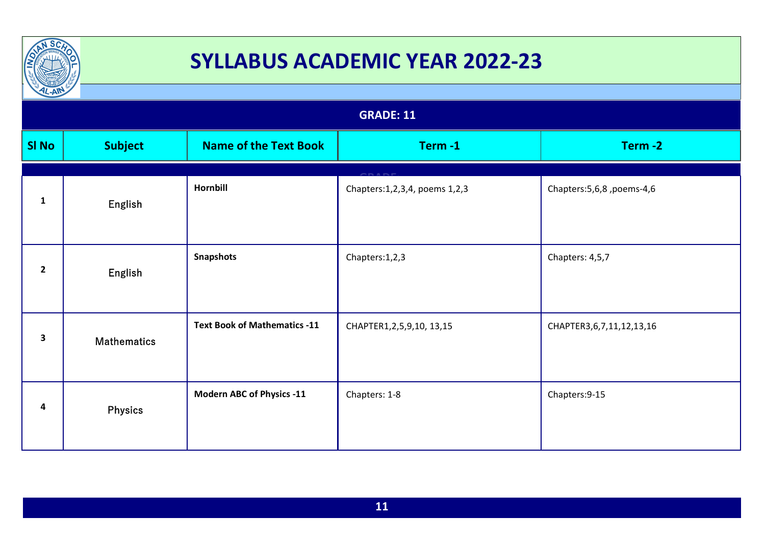# SYLLABUS ACADEMIC YEAR 2022-23

## GRADE: 11

| Sl No | Subject | Name of the Text Book | Term -1 | Term -2 |
|---|---|---|---|---|
| 1 | English | **Hornbill** | Chapters:1,2,3,4, poems 1,2,3 | Chapters:5,6,8 ,poems-4,6 |
| 2 | English | **Snapshots** | Chapters:1,2,3 | Chapters: 4,5,7 |
| 3 | Mathematics | **Text Book of Mathematics -11** | CHAPTER1,2,5,9,10, 13,15 | CHAPTER3,6,7,11,12,13,16 |
| 4 | Physics | **Modern ABC of Physics -11** | Chapters: 1-8 | Chapters:9-15 |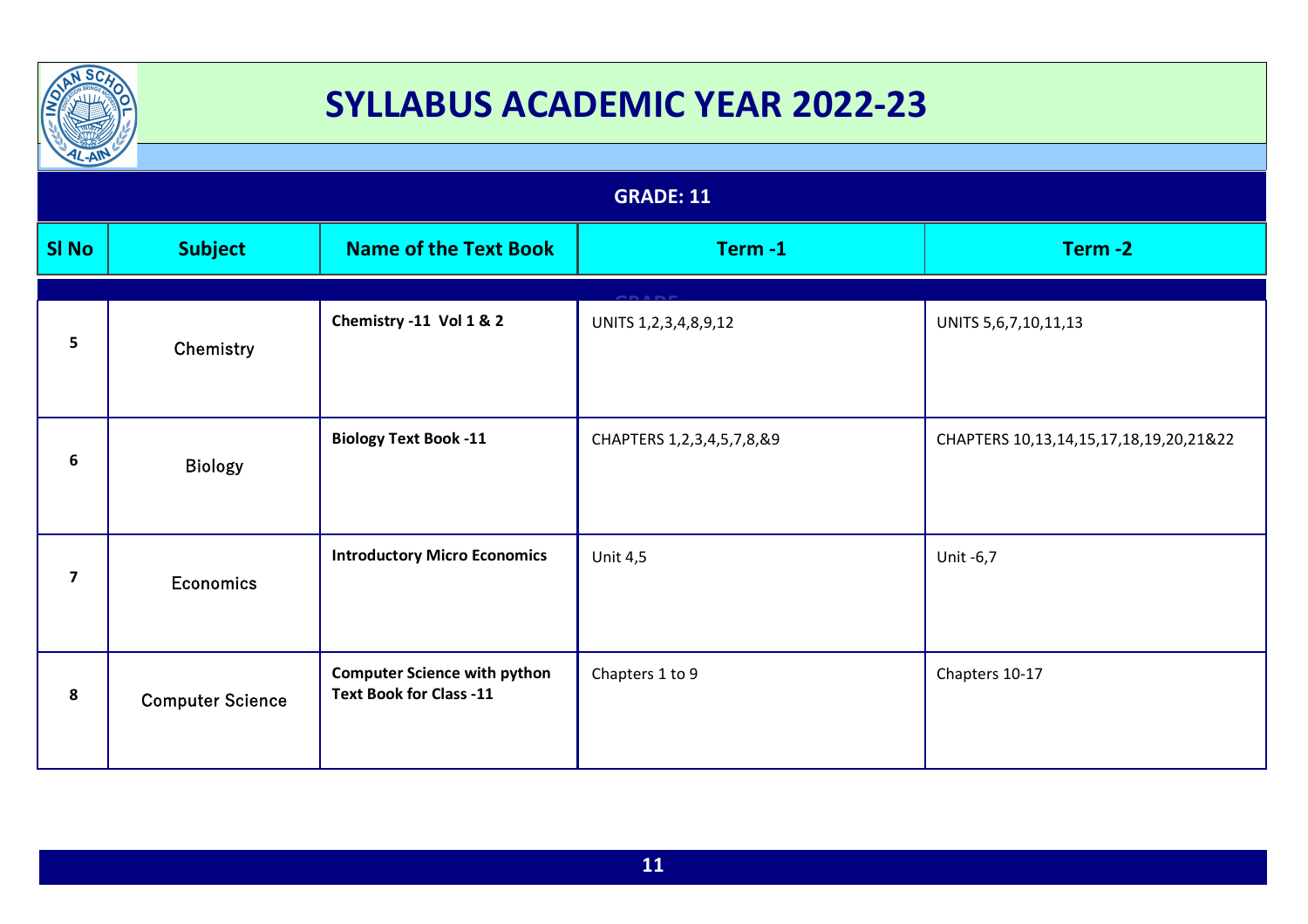# SYLLABUS ACADEMIC YEAR 2022-23

## GRADE: 11

| Sl No | Subject | Name of the Text Book | Term -1 | Term -2 |
|---|---|---|---|---|
| 5 | Chemistry | **Chemistry -11 Vol 1 & 2** | UNITS 1,2,3,4,8,9,12 | UNITS 5,6,7,10,11,13 |
| 6 | Biology | **Biology Text Book -11** | CHAPTERS 1,2,3,4,5,7,8,&9 | CHAPTERS 10,13,14,15,17,18,19,20,21&22 |
| 7 | Economics | **Introductory Micro Economics** | Unit 4,5 | Unit -6,7 |
| 8 | Computer Science | **Computer Science with python Text Book for Class -11** | Chapters 1 to 9 | Chapters 10-17 |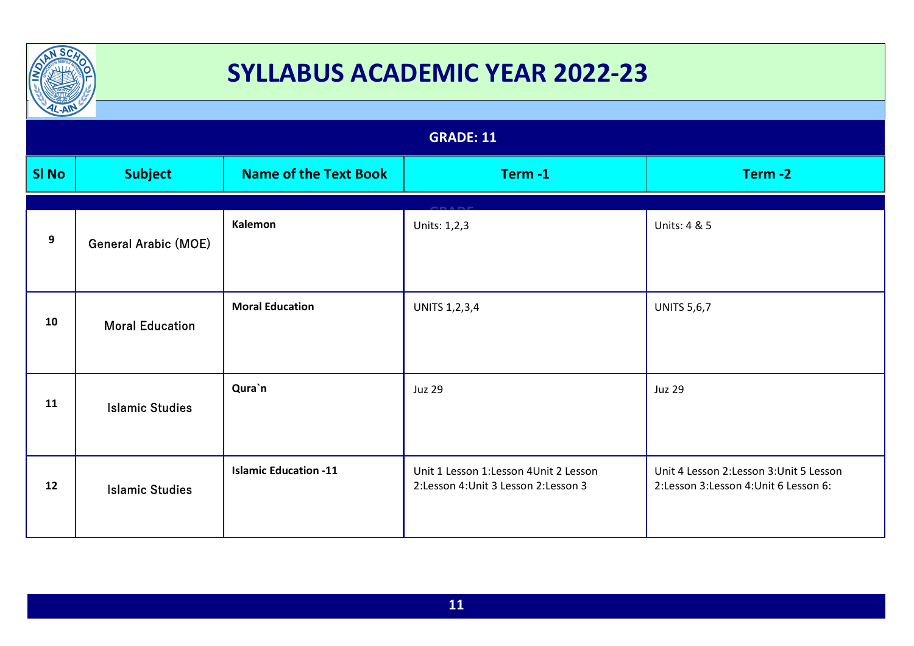# SYLLABUS ACADEMIC YEAR 2022-23

## GRADE: 11

| Sl No | Subject | Name of the Text Book | Term -1 | Term -2 |
|---|---|---|---|---|
| 9 | General Arabic (MOE) | **Kalemon** | Units: 1,2,3 | Units: 4 & 5 |
| 10 | Moral Education | **Moral Education** | UNITS 1,2,3,4 | UNITS 5,6,7 |
| 11 | Islamic Studies | **Qura`n** | Juz 29 | Juz 29 |
| 12 | Islamic Studies | **Islamic Education -11** | Unit 1 Lesson 1:Lesson 4Unit 2 Lesson 2:Lesson 4:Unit 3 Lesson 2:Lesson 3 | Unit 4 Lesson 2:Lesson 3:Unit 5 Lesson 2:Lesson 3:Lesson 4:Unit 6 Lesson 6: |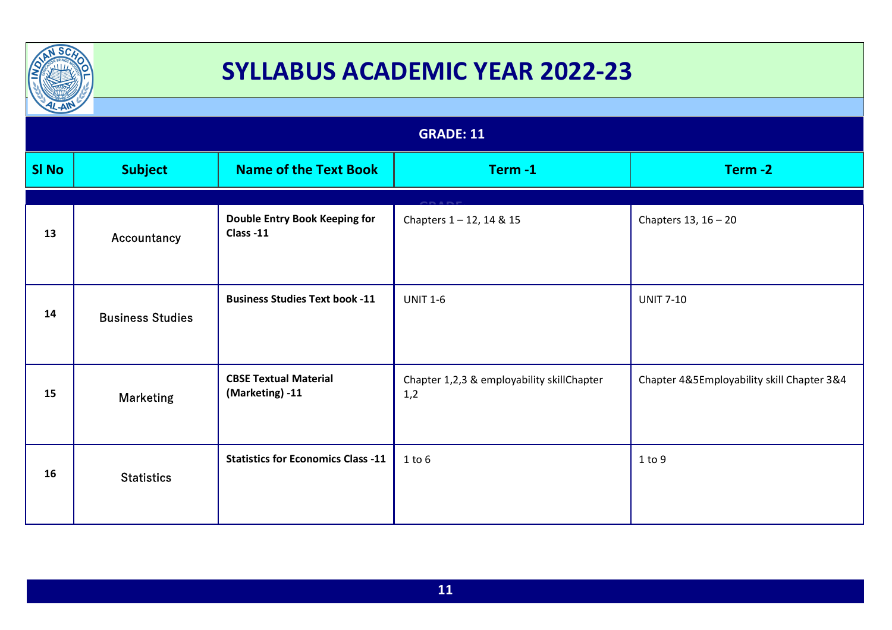# SYLLABUS ACADEMIC YEAR 2022-23

## GRADE: 11

| Sl No | Subject | Name of the Text Book | Term -1 | Term -2 |
|---|---|---|---|---|
| 13 | Accountancy | **Double Entry Book Keeping for Class -11** | Chapters 1 – 12, 14 & 15 | Chapters 13, 16 – 20 |
| 14 | Business Studies | **Business Studies Text book -11** | UNIT 1-6 | UNIT 7-10 |
| 15 | Marketing | **CBSE Textual Material (Marketing) -11** | Chapter 1,2,3 & employability skillChapter 1,2 | Chapter 4&5Employability skill Chapter 3&4 |
| 16 | Statistics | **Statistics for Economics Class -11** | 1 to 6 | 1 to 9 |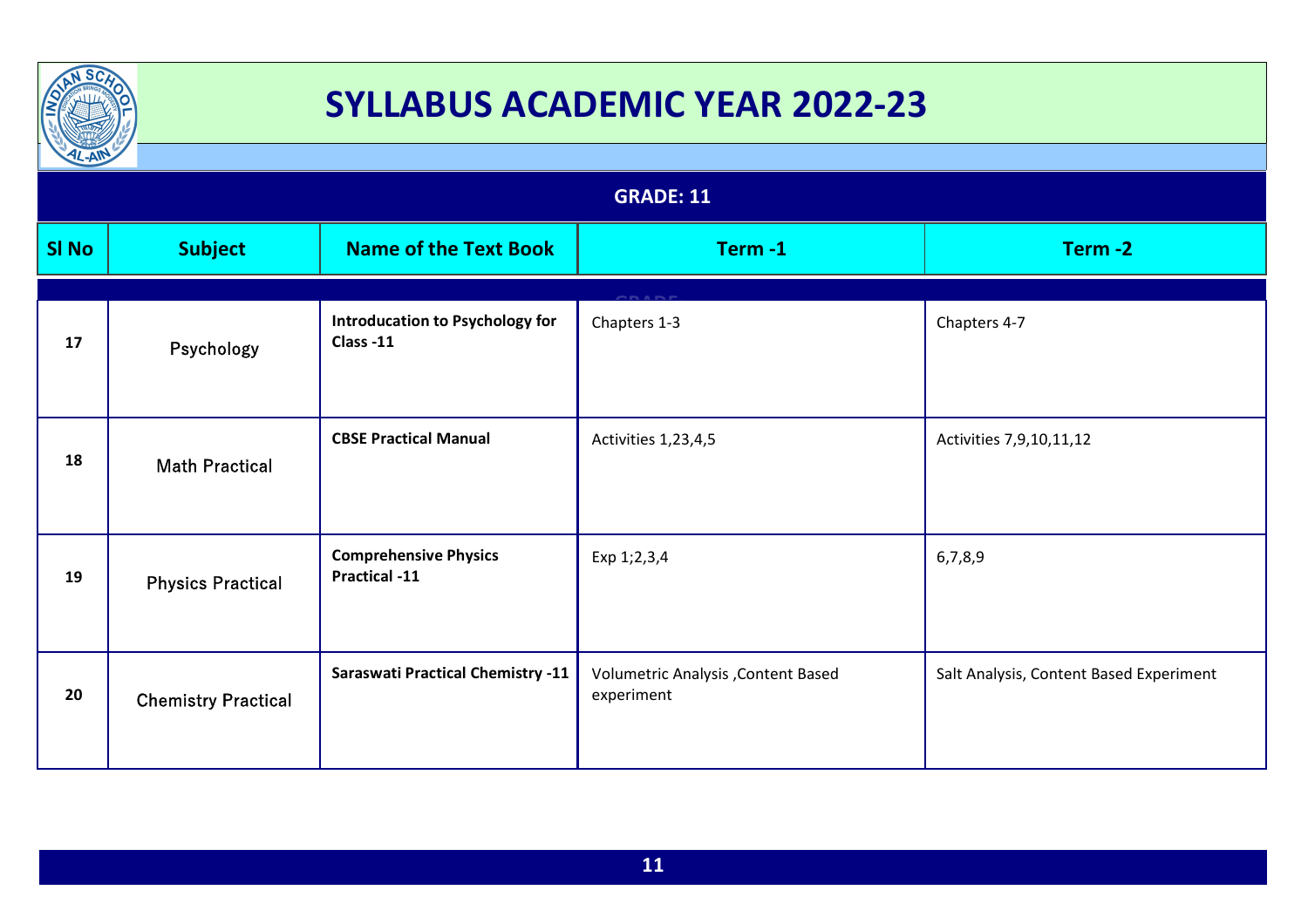# SYLLABUS ACADEMIC YEAR 2022-23

## GRADE: 11

| Sl No | Subject | Name of the Text Book | Term -1 | Term -2 |
|---|---|---|---|---|
| 17 | Psychology | **Introducation to Psychology for Class -11** | Chapters 1-3 | Chapters 4-7 |
| 18 | Math Practical | **CBSE Practical Manual** | Activities 1,23,4,5 | Activities 7,9,10,11,12 |
| 19 | Physics Practical | **Comprehensive Physics Practical -11** | Exp 1;2,3,4 | 6,7,8,9 |
| 20 | Chemistry Practical | **Saraswati Practical Chemistry -11** | Volumetric Analysis ,Content Based experiment | Salt Analysis, Content Based Experiment |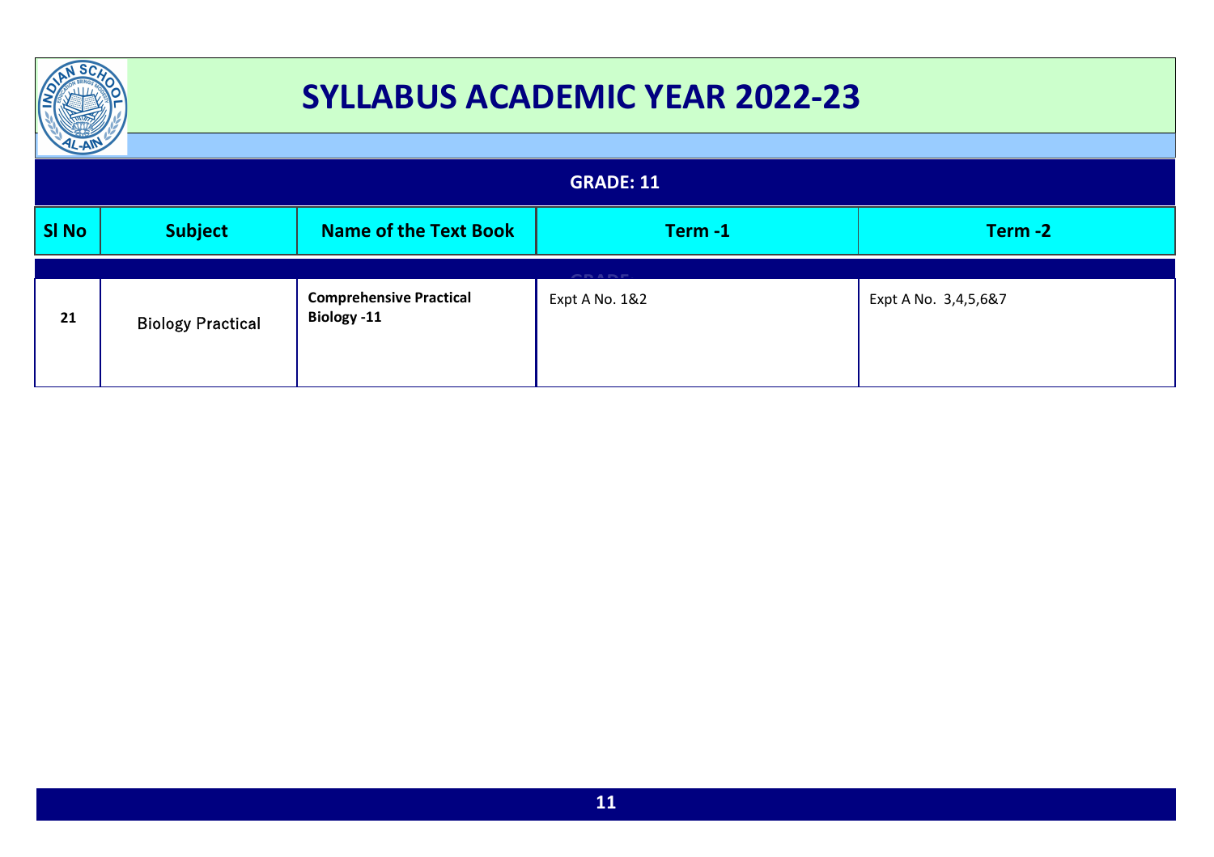# SYLLABUS ACADEMIC YEAR 2022-23

## GRADE: 11

| Sl No | Subject | Name of the Text Book | Term -1 | Term -2 |
|---|---|---|---|---|
| 21 | Biology Practical | **Comprehensive Practical Biology -11** | Expt A No. 1&2 | Expt A No. 3,4,5,6&7 |